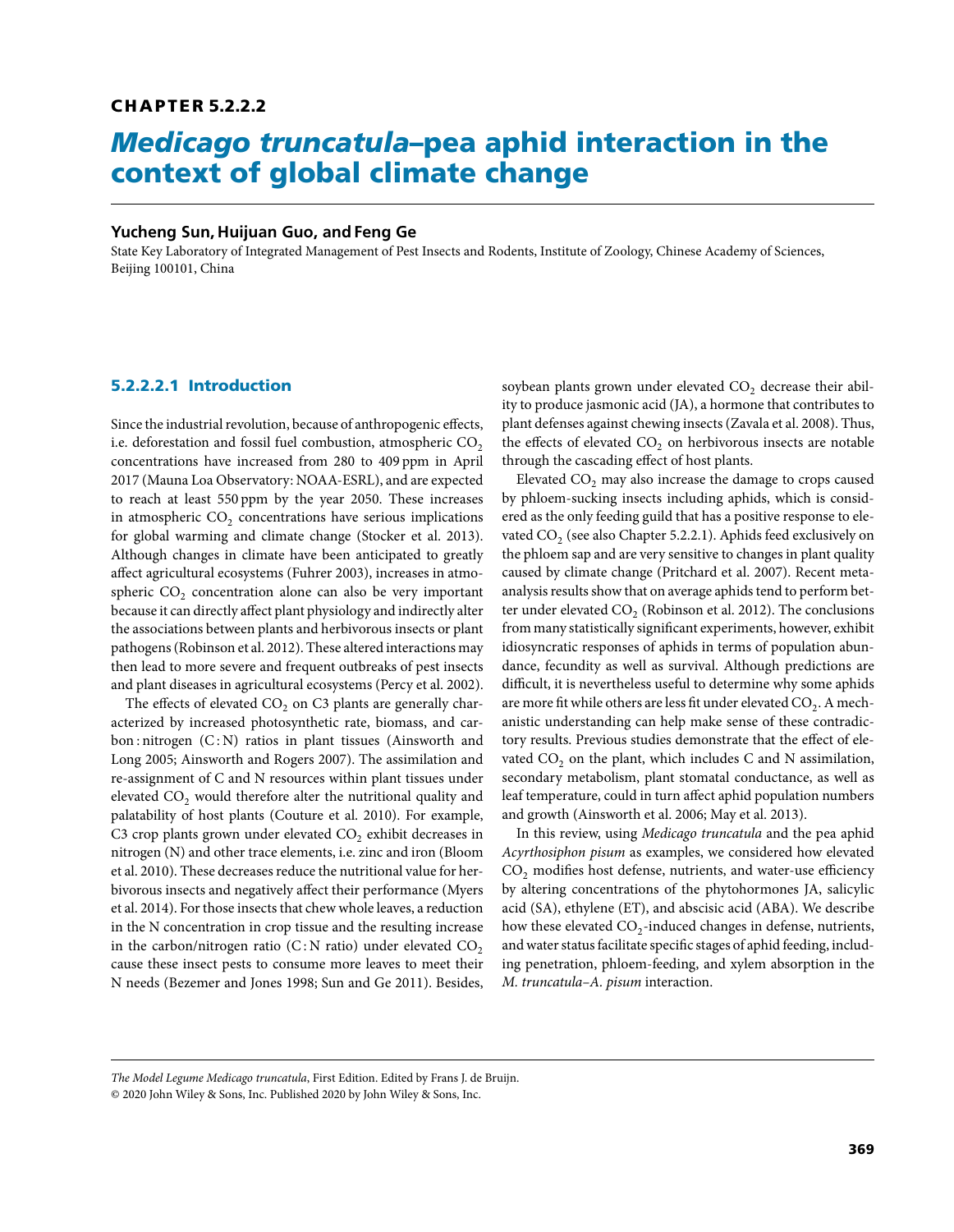# CHAPTER 5.2.2.2

# *Medicago truncatula*–pea aphid interaction in the context of global climate change

**Yucheng Sun, Huijuan Guo, and Feng Ge**

State Key Laboratory of Integrated Management of Pest Insects and Rodents, Institute of Zoology, Chinese Academy of Sciences, Beijing 100101, China

## 5.2.2.2.1 Introduction

Since the industrial revolution, because of anthropogenic effects, i.e. deforestation and fossil fuel combustion, atmospheric $CO_2$ concentrations have increased from 280 to 409 ppm in April 2017 (Mauna Loa Observatory: NOAA-ESRL), and are expected to reach at least 550 ppm by the year 2050. These increases in atmospheric $CO_2$ concentrations have serious implications for global warming and climate change (Stocker et al. 2013). Although changes in climate have been anticipated to greatly affect agricultural ecosystems (Fuhrer 2003), increases in atmospheric $CO_2$ concentration alone can also be very important because it can directly affect plant physiology and indirectly alter the associations between plants and herbivorous insects or plant pathogens (Robinson et al. 2012). These altered interactions may then lead to more severe and frequent outbreaks of pest insects and plant diseases in agricultural ecosystems (Percy et al. 2002).

The effects of elevated $CO_2$ on C3 plants are generally characterized by increased photosynthetic rate, biomass, and carbon : nitrogen (C : N) ratios in plant tissues (Ainsworth and Long 2005; Ainsworth and Rogers 2007). The assimilation and re-assignment of C and N resources within plant tissues under elevated $CO_2$ would therefore alter the nutritional quality and palatability of host plants (Couture et al. 2010). For example, C3 crop plants grown under elevated $CO_2$ exhibit decreases in nitrogen (N) and other trace elements, i.e. zinc and iron (Bloom et al. 2010). These decreases reduce the nutritional value for herbivorous insects and negatively affect their performance (Myers et al. 2014). For those insects that chew whole leaves, a reduction in the N concentration in crop tissue and the resulting increase in the carbon/nitrogen ratio (C : N ratio) under elevated $CO_2$ cause these insect pests to consume more leaves to meet their N needs (Bezemer and Jones 1998; Sun and Ge 2011). Besides, soybean plants grown under elevated $CO_2$ decrease their ability to produce jasmonic acid (JA), a hormone that contributes to plant defenses against chewing insects (Zavala et al. 2008). Thus, the effects of elevated $CO_2$ on herbivorous insects are notable through the cascading effect of host plants.

Elevated $CO_2$ may also increase the damage to crops caused by phloem-sucking insects including aphids, which is considered as the only feeding guild that has a positive response to elevated $CO_2$ (see also Chapter 5.2.2.1). Aphids feed exclusively on the phloem sap and are very sensitive to changes in plant quality caused by climate change (Pritchard et al. 2007). Recent meta-analysis results show that on average aphids tend to perform better under elevated $CO_2$ (Robinson et al. 2012). The conclusions from many statistically significant experiments, however, exhibit idiosyncratic responses of aphids in terms of population abundance, fecundity as well as survival. Although predictions are difficult, it is nevertheless useful to determine why some aphids are more fit while others are less fit under elevated $CO_2$. A mechanistic understanding can help make sense of these contradictory results. Previous studies demonstrate that the effect of elevated $CO_2$ on the plant, which includes C and N assimilation, secondary metabolism, plant stomatal conductance, as well as leaf temperature, could in turn affect aphid population numbers and growth (Ainsworth et al. 2006; May et al. 2013).

In this review, using *Medicago truncatula* and the pea aphid *Acyrthosiphon pisum* as examples, we considered how elevated $CO_2$ modifies host defense, nutrients, and water-use efficiency by altering concentrations of the phytohormones JA, salicylic acid (SA), ethylene (ET), and abscisic acid (ABA). We describe how these elevated $CO_2$-induced changes in defense, nutrients, and water status facilitate specific stages of aphid feeding, including penetration, phloem-feeding, and xylem absorption in the *M. truncatula*–*A. pisum* interaction.

*The Model Legume Medicago truncatula*, First Edition. Edited by Frans J. de Bruijn.
© 2020 John Wiley & Sons, Inc. Published 2020 by John Wiley & Sons, Inc.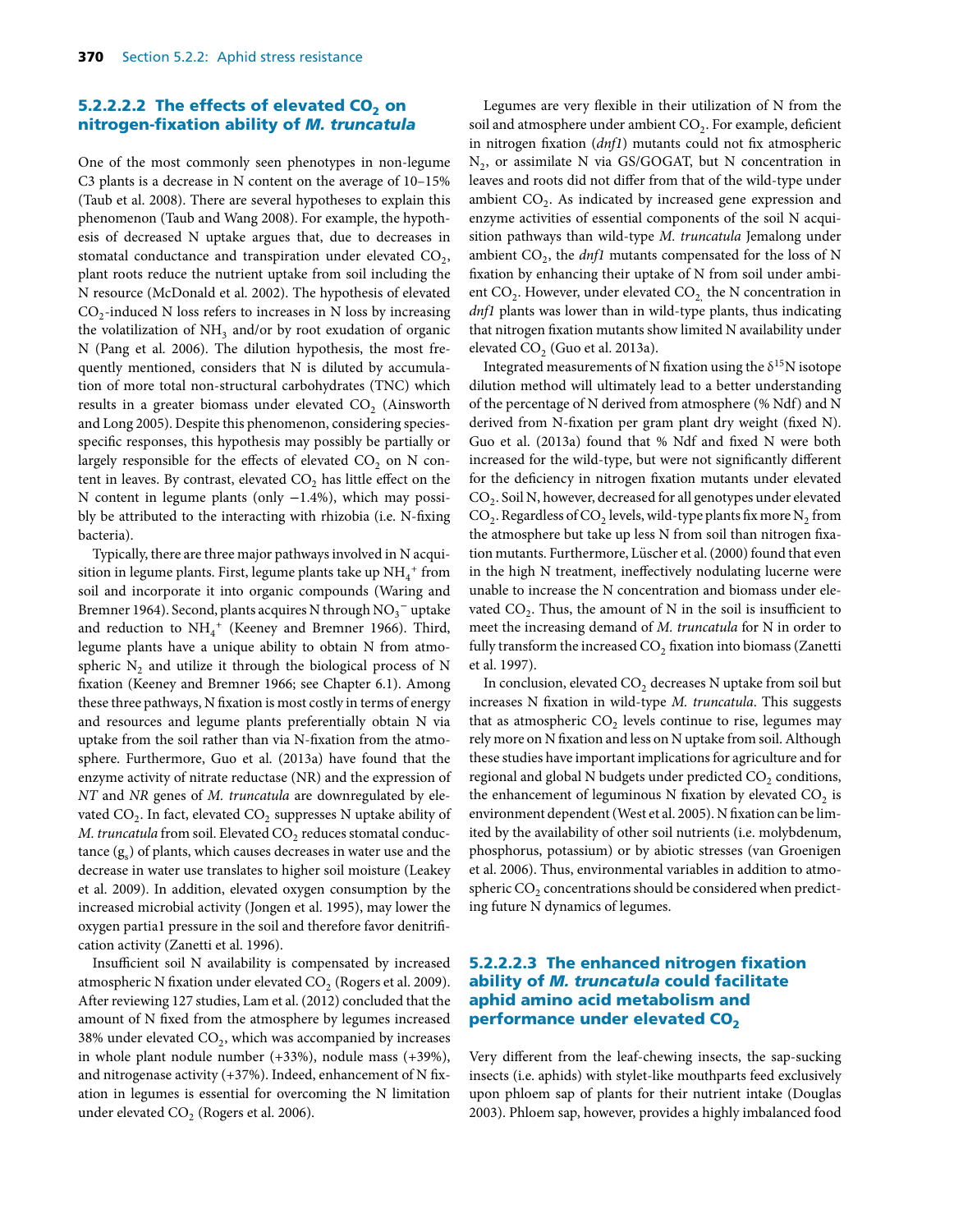#### 5.2.2.2.2 The effects of elevated $CO_2$ on nitrogen-fixation ability of *M. truncatula*

One of the most commonly seen phenotypes in non-legume C3 plants is a decrease in N content on the average of 10–15% (Taub et al. 2008). There are several hypotheses to explain this phenomenon (Taub and Wang 2008). For example, the hypothesis of decreased N uptake argues that, due to decreases in stomatal conductance and transpiration under elevated $CO_2$, plant roots reduce the nutrient uptake from soil including the N resource (McDonald et al. 2002). The hypothesis of elevated $CO_2$-induced N loss refers to increases in N loss by increasing the volatilization of $NH_3$ and/or by root exudation of organic N (Pang et al. 2006). The dilution hypothesis, the most frequently mentioned, considers that N is diluted by accumulation of more total non-structural carbohydrates (TNC) which results in a greater biomass under elevated $CO_2$ (Ainsworth and Long 2005). Despite this phenomenon, considering species-specific responses, this hypothesis may possibly be partially or largely responsible for the effects of elevated $CO_2$ on N content in leaves. By contrast, elevated $CO_2$ has little effect on the N content in legume plants (only −1.4%), which may possibly be attributed to the interacting with rhizobia (i.e. N-fixing bacteria).

Typically, there are three major pathways involved in N acquisition in legume plants. First, legume plants take up $NH_4^+$ from soil and incorporate it into organic compounds (Waring and Bremner 1964). Second, plants acquires N through $NO_3^-$ uptake and reduction to $NH_4^+$ (Keeney and Bremner 1966). Third, legume plants have a unique ability to obtain N from atmospheric $N_2$ and utilize it through the biological process of N fixation (Keeney and Bremner 1966; see Chapter 6.1). Among these three pathways, N fixation is most costly in terms of energy and resources and legume plants preferentially obtain N via uptake from the soil rather than via N-fixation from the atmosphere. Furthermore, Guo et al. (2013a) have found that the enzyme activity of nitrate reductase (NR) and the expression of *NT* and *NR* genes of *M. truncatula* are downregulated by elevated $CO_2$. In fact, elevated $CO_2$ suppresses N uptake ability of *M. truncatula* from soil. Elevated $CO_2$ reduces stomatal conductance ($g_s$) of plants, which causes decreases in water use and the decrease in water use translates to higher soil moisture (Leakey et al. 2009). In addition, elevated oxygen consumption by the increased microbial activity (Jongen et al. 1995), may lower the oxygen partia1 pressure in the soil and therefore favor denitrification activity (Zanetti et al. 1996).

Insufficient soil N availability is compensated by increased atmospheric N fixation under elevated $CO_2$ (Rogers et al. 2009). After reviewing 127 studies, Lam et al. (2012) concluded that the amount of N fixed from the atmosphere by legumes increased 38% under elevated $CO_2$, which was accompanied by increases in whole plant nodule number (+33%), nodule mass (+39%), and nitrogenase activity (+37%). Indeed, enhancement of N fixation in legumes is essential for overcoming the N limitation under elevated $CO_2$ (Rogers et al. 2006).

Legumes are very flexible in their utilization of N from the soil and atmosphere under ambient $CO_2$. For example, deficient in nitrogen fixation (*dnf1*) mutants could not fix atmospheric $N_2$, or assimilate N via GS/GOGAT, but N concentration in leaves and roots did not differ from that of the wild-type under ambient $CO_2$. As indicated by increased gene expression and enzyme activities of essential components of the soil N acquisition pathways than wild-type *M. truncatula* Jemalong under ambient $CO_2$, the *dnf1* mutants compensated for the loss of N fixation by enhancing their uptake of N from soil under ambient $CO_2$. However, under elevated $CO_2$, the N concentration in *dnf1* plants was lower than in wild-type plants, thus indicating that nitrogen fixation mutants show limited N availability under elevated $CO_2$ (Guo et al. 2013a).

Integrated measurements of N fixation using the $\delta^{15}N$ isotope dilution method will ultimately lead to a better understanding of the percentage of N derived from atmosphere (% Ndf) and N derived from N-fixation per gram plant dry weight (fixed N). Guo et al. (2013a) found that % Ndf and fixed N were both increased for the wild-type, but were not significantly different for the deficiency in nitrogen fixation mutants under elevated $CO_2$. Soil N, however, decreased for all genotypes under elevated $CO_2$. Regardless of $CO_2$ levels, wild-type plants fix more $N_2$ from the atmosphere but take up less N from soil than nitrogen fixation mutants. Furthermore, Lüscher et al. (2000) found that even in the high N treatment, ineffectively nodulating lucerne were unable to increase the N concentration and biomass under elevated $CO_2$. Thus, the amount of N in the soil is insufficient to meet the increasing demand of *M. truncatula* for N in order to fully transform the increased $CO_2$ fixation into biomass (Zanetti et al. 1997).

In conclusion, elevated $CO_2$ decreases N uptake from soil but increases N fixation in wild-type *M. truncatula*. This suggests that as atmospheric $CO_2$ levels continue to rise, legumes may rely more on N fixation and less on N uptake from soil. Although these studies have important implications for agriculture and for regional and global N budgets under predicted $CO_2$ conditions, the enhancement of leguminous N fixation by elevated $CO_2$ is environment dependent (West et al. 2005). N fixation can be limited by the availability of other soil nutrients (i.e. molybdenum, phosphorus, potassium) or by abiotic stresses (van Groenigen et al. 2006). Thus, environmental variables in addition to atmospheric $CO_2$ concentrations should be considered when predicting future N dynamics of legumes.

#### 5.2.2.2.3 The enhanced nitrogen fixation ability of *M. truncatula* could facilitate aphid amino acid metabolism and performance under elevated $CO_2$

Very different from the leaf-chewing insects, the sap-sucking insects (i.e. aphids) with stylet-like mouthparts feed exclusively upon phloem sap of plants for their nutrient intake (Douglas 2003). Phloem sap, however, provides a highly imbalanced food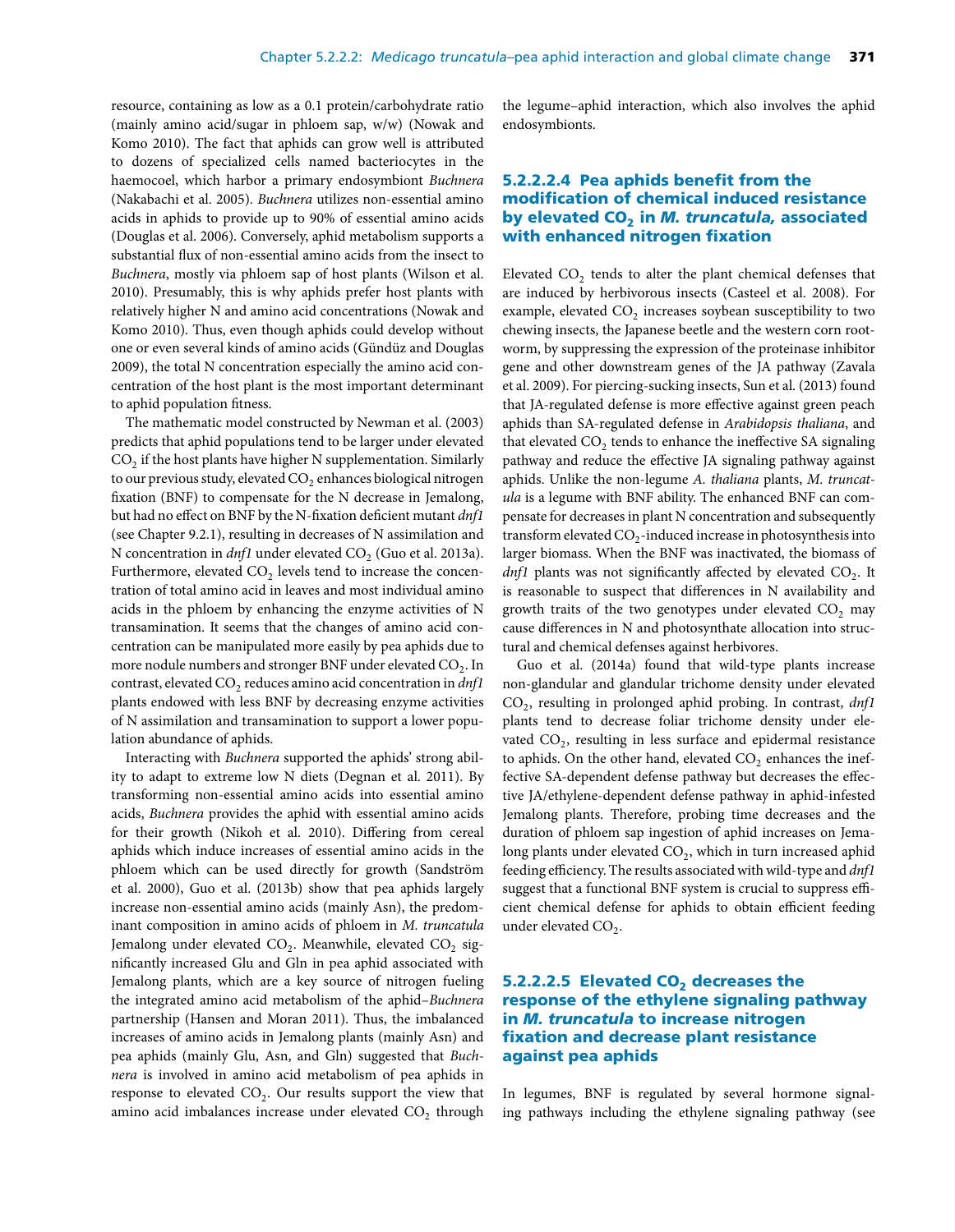resource, containing as low as a 0.1 protein/carbohydrate ratio (mainly amino acid/sugar in phloem sap, w/w) (Nowak and Komo 2010). The fact that aphids can grow well is attributed to dozens of specialized cells named bacteriocytes in the haemocoel, which harbor a primary endosymbiont *Buchnera* (Nakabachi et al. 2005). *Buchnera* utilizes non-essential amino acids in aphids to provide up to 90% of essential amino acids (Douglas et al. 2006). Conversely, aphid metabolism supports a substantial flux of non-essential amino acids from the insect to *Buchnera*, mostly via phloem sap of host plants (Wilson et al. 2010). Presumably, this is why aphids prefer host plants with relatively higher N and amino acid concentrations (Nowak and Komo 2010). Thus, even though aphids could develop without one or even several kinds of amino acids (Gündüz and Douglas 2009), the total N concentration especially the amino acid concentration of the host plant is the most important determinant to aphid population fitness.

The mathematic model constructed by Newman et al. (2003) predicts that aphid populations tend to be larger under elevated $CO_2$ if the host plants have higher N supplementation. Similarly to our previous study, elevated $CO_2$ enhances biological nitrogen fixation (BNF) to compensate for the N decrease in Jemalong, but had no effect on BNF by the N-fixation deficient mutant *dnf1* (see Chapter 9.2.1), resulting in decreases of N assimilation and N concentration in *dnf1* under elevated $CO_2$ (Guo et al. 2013a). Furthermore, elevated $CO_2$ levels tend to increase the concentration of total amino acid in leaves and most individual amino acids in the phloem by enhancing the enzyme activities of N transamination. It seems that the changes of amino acid concentration can be manipulated more easily by pea aphids due to more nodule numbers and stronger BNF under elevated $CO_2$. In contrast, elevated $CO_2$ reduces amino acid concentration in *dnf1* plants endowed with less BNF by decreasing enzyme activities of N assimilation and transamination to support a lower population abundance of aphids.

Interacting with *Buchnera* supported the aphids' strong ability to adapt to extreme low N diets (Degnan et al. 2011). By transforming non-essential amino acids into essential amino acids, *Buchnera* provides the aphid with essential amino acids for their growth (Nikoh et al. 2010). Differing from cereal aphids which induce increases of essential amino acids in the phloem which can be used directly for growth (Sandström et al. 2000), Guo et al. (2013b) show that pea aphids largely increase non-essential amino acids (mainly Asn), the predominant composition in amino acids of phloem in *M. truncatula* Jemalong under elevated $CO_2$. Meanwhile, elevated $CO_2$ significantly increased Glu and Gln in pea aphid associated with Jemalong plants, which are a key source of nitrogen fueling the integrated amino acid metabolism of the aphid–*Buchnera* partnership (Hansen and Moran 2011). Thus, the imbalanced increases of amino acids in Jemalong plants (mainly Asn) and pea aphids (mainly Glu, Asn, and Gln) suggested that *Buchnera* is involved in amino acid metabolism of pea aphids in response to elevated $CO_2$. Our results support the view that amino acid imbalances increase under elevated $CO_2$ through the legume–aphid interaction, which also involves the aphid endosymbionts.

#### 5.2.2.2.4 Pea aphids benefit from the modification of chemical induced resistance by elevated $CO_2$ in *M. truncatula,* associated with enhanced nitrogen fixation

Elevated $CO_2$ tends to alter the plant chemical defenses that are induced by herbivorous insects (Casteel et al. 2008). For example, elevated $CO_2$ increases soybean susceptibility to two chewing insects, the Japanese beetle and the western corn rootworm, by suppressing the expression of the proteinase inhibitor gene and other downstream genes of the JA pathway (Zavala et al. 2009). For piercing-sucking insects, Sun et al. (2013) found that JA-regulated defense is more effective against green peach aphids than SA-regulated defense in *Arabidopsis thaliana*, and that elevated $CO_2$ tends to enhance the ineffective SA signaling pathway and reduce the effective JA signaling pathway against aphids. Unlike the non-legume *A. thaliana* plants, *M. truncatula* is a legume with BNF ability. The enhanced BNF can compensate for decreases in plant N concentration and subsequently transform elevated $CO_2$-induced increase in photosynthesis into larger biomass. When the BNF was inactivated, the biomass of *dnf1* plants was not significantly affected by elevated $CO_2$. It is reasonable to suspect that differences in N availability and growth traits of the two genotypes under elevated $CO_2$ may cause differences in N and photosynthate allocation into structural and chemical defenses against herbivores.

Guo et al. (2014a) found that wild-type plants increase non-glandular and glandular trichome density under elevated $CO_2$, resulting in prolonged aphid probing. In contrast, *dnf1* plants tend to decrease foliar trichome density under elevated $CO_2$, resulting in less surface and epidermal resistance to aphids. On the other hand, elevated $CO_2$ enhances the ineffective SA-dependent defense pathway but decreases the effective JA/ethylene-dependent defense pathway in aphid-infested Jemalong plants. Therefore, probing time decreases and the duration of phloem sap ingestion of aphid increases on Jemalong plants under elevated $CO_2$, which in turn increased aphid feeding efficiency. The results associated with wild-type and *dnf1* suggest that a functional BNF system is crucial to suppress efficient chemical defense for aphids to obtain efficient feeding under elevated $CO_2$.

#### 5.2.2.2.5 Elevated $CO_2$ decreases the response of the ethylene signaling pathway in *M. truncatula* to increase nitrogen fixation and decrease plant resistance against pea aphids

In legumes, BNF is regulated by several hormone signaling pathways including the ethylene signaling pathway (see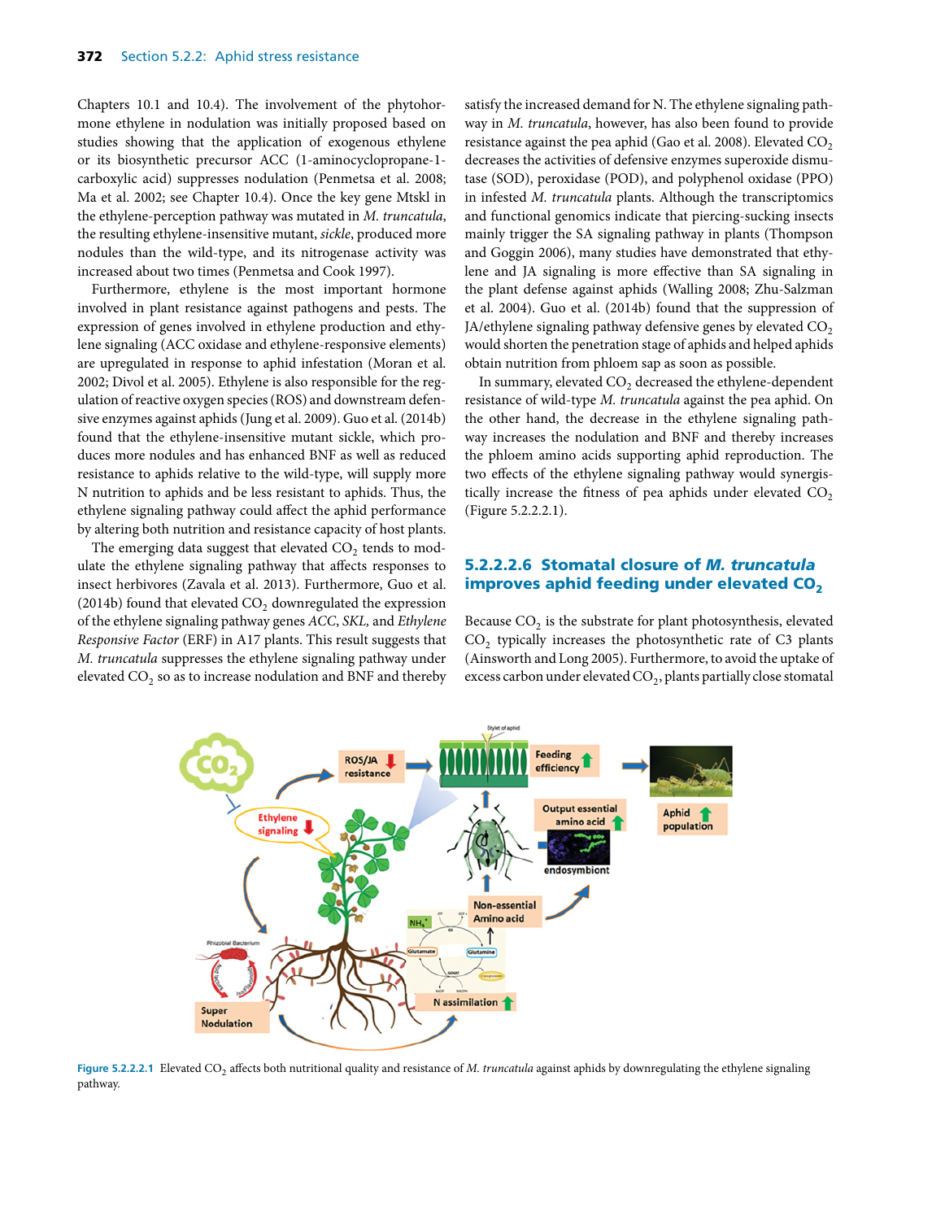Chapters 10.1 and 10.4). The involvement of the phytohormone ethylene in nodulation was initially proposed based on studies showing that the application of exogenous ethylene or its biosynthetic precursor ACC (1-aminocyclopropane-1-carboxylic acid) suppresses nodulation (Penmetsa et al. 2008; Ma et al. 2002; see Chapter 10.4). Once the key gene Mtskl in the ethylene-perception pathway was mutated in *M. truncatula*, the resulting ethylene-insensitive mutant, *sickle*, produced more nodules than the wild-type, and its nitrogenase activity was increased about two times (Penmetsa and Cook 1997).

Furthermore, ethylene is the most important hormone involved in plant resistance against pathogens and pests. The expression of genes involved in ethylene production and ethylene signaling (ACC oxidase and ethylene-responsive elements) are upregulated in response to aphid infestation (Moran et al. 2002; Divol et al. 2005). Ethylene is also responsible for the regulation of reactive oxygen species (ROS) and downstream defensive enzymes against aphids (Jung et al. 2009). Guo et al. (2014b) found that the ethylene-insensitive mutant sickle, which produces more nodules and has enhanced BNF as well as reduced resistance to aphids relative to the wild-type, will supply more N nutrition to aphids and be less resistant to aphids. Thus, the ethylene signaling pathway could affect the aphid performance by altering both nutrition and resistance capacity of host plants.

The emerging data suggest that elevated $CO_2$ tends to modulate the ethylene signaling pathway that affects responses to insect herbivores (Zavala et al. 2013). Furthermore, Guo et al. (2014b) found that elevated $CO_2$ downregulated the expression of the ethylene signaling pathway genes *ACC*, *SKL*, and *Ethylene Responsive Factor* (ERF) in A17 plants. This result suggests that *M. truncatula* suppresses the ethylene signaling pathway under elevated $CO_2$ so as to increase nodulation and BNF and thereby satisfy the increased demand for N. The ethylene signaling pathway in *M. truncatula*, however, has also been found to provide resistance against the pea aphid (Gao et al. 2008). Elevated $CO_2$ decreases the activities of defensive enzymes superoxide dismutase (SOD), peroxidase (POD), and polyphenol oxidase (PPO) in infested *M. truncatula* plants. Although the transcriptomics and functional genomics indicate that piercing-sucking insects mainly trigger the SA signaling pathway in plants (Thompson and Goggin 2006), many studies have demonstrated that ethylene and JA signaling is more effective than SA signaling in the plant defense against aphids (Walling 2008; Zhu-Salzman et al. 2004). Guo et al. (2014b) found that the suppression of JA/ethylene signaling pathway defensive genes by elevated $CO_2$ would shorten the penetration stage of aphids and helped aphids obtain nutrition from phloem sap as soon as possible.

In summary, elevated $CO_2$ decreased the ethylene-dependent resistance of wild-type *M. truncatula* against the pea aphid. On the other hand, the decrease in the ethylene signaling pathway increases the nodulation and BNF and thereby increases the phloem amino acids supporting aphid reproduction. The two effects of the ethylene signaling pathway would synergistically increase the fitness of pea aphids under elevated $CO_2$ (Figure 5.2.2.2.1).

### 5.2.2.2.6 Stomatal closure of *M. truncatula* improves aphid feeding under elevated $CO_2$

Because $CO_2$ is the substrate for plant photosynthesis, elevated $CO_2$ typically increases the photosynthetic rate of C3 plants (Ainsworth and Long 2005). Furthermore, to avoid the uptake of excess carbon under elevated $CO_2$, plants partially close stomatal

**Figure 5.2.2.2.1** Elevated $CO_2$ affects both nutritional quality and resistance of *M. truncatula* against aphids by downregulating the ethylene signaling pathway.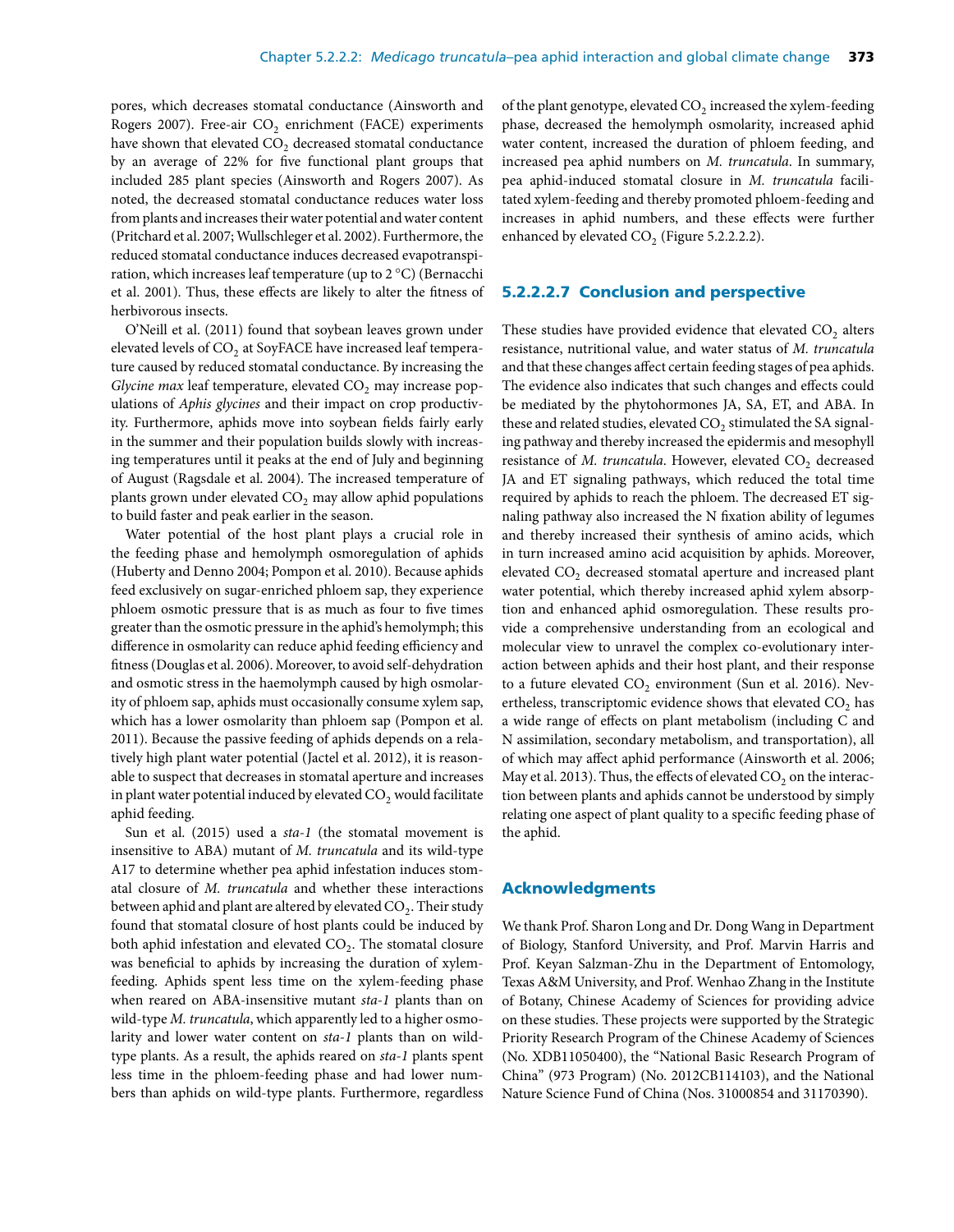pores, which decreases stomatal conductance (Ainsworth and Rogers 2007). Free-air $CO_2$ enrichment (FACE) experiments have shown that elevated $CO_2$ decreased stomatal conductance by an average of 22% for five functional plant groups that included 285 plant species (Ainsworth and Rogers 2007). As noted, the decreased stomatal conductance reduces water loss from plants and increases their water potential and water content (Pritchard et al. 2007; Wullschleger et al. 2002). Furthermore, the reduced stomatal conductance induces decreased evapotranspiration, which increases leaf temperature (up to 2 °C) (Bernacchi et al. 2001). Thus, these effects are likely to alter the fitness of herbivorous insects.

O'Neill et al. (2011) found that soybean leaves grown under elevated levels of $CO_2$ at SoyFACE have increased leaf temperature caused by reduced stomatal conductance. By increasing the *Glycine max* leaf temperature, elevated $CO_2$ may increase populations of *Aphis glycines* and their impact on crop productivity. Furthermore, aphids move into soybean fields fairly early in the summer and their population builds slowly with increasing temperatures until it peaks at the end of July and beginning of August (Ragsdale et al. 2004). The increased temperature of plants grown under elevated $CO_2$ may allow aphid populations to build faster and peak earlier in the season.

Water potential of the host plant plays a crucial role in the feeding phase and hemolymph osmoregulation of aphids (Huberty and Denno 2004; Pompon et al. 2010). Because aphids feed exclusively on sugar-enriched phloem sap, they experience phloem osmotic pressure that is as much as four to five times greater than the osmotic pressure in the aphid's hemolymph; this difference in osmolarity can reduce aphid feeding efficiency and fitness (Douglas et al. 2006). Moreover, to avoid self-dehydration and osmotic stress in the haemolymph caused by high osmolarity of phloem sap, aphids must occasionally consume xylem sap, which has a lower osmolarity than phloem sap (Pompon et al. 2011). Because the passive feeding of aphids depends on a relatively high plant water potential (Jactel et al. 2012), it is reasonable to suspect that decreases in stomatal aperture and increases in plant water potential induced by elevated $CO_2$ would facilitate aphid feeding.

Sun et al. (2015) used a *sta-1* (the stomatal movement is insensitive to ABA) mutant of *M. truncatula* and its wild-type A17 to determine whether pea aphid infestation induces stomatal closure of *M. truncatula* and whether these interactions between aphid and plant are altered by elevated $CO_2$. Their study found that stomatal closure of host plants could be induced by both aphid infestation and elevated $CO_2$. The stomatal closure was beneficial to aphids by increasing the duration of xylem-feeding. Aphids spent less time on the xylem-feeding phase when reared on ABA-insensitive mutant *sta-1* plants than on wild-type *M. truncatula*, which apparently led to a higher osmolarity and lower water content on *sta-1* plants than on wild-type plants. As a result, the aphids reared on *sta-1* plants spent less time in the phloem-feeding phase and had lower numbers than aphids on wild-type plants. Furthermore, regardless of the plant genotype, elevated $CO_2$ increased the xylem-feeding phase, decreased the hemolymph osmolarity, increased aphid water content, increased the duration of phloem feeding, and increased pea aphid numbers on *M. truncatula*. In summary, pea aphid-induced stomatal closure in *M. truncatula* facilitated xylem-feeding and thereby promoted phloem-feeding and increases in aphid numbers, and these effects were further enhanced by elevated $CO_2$ (Figure 5.2.2.2.2).

### 5.2.2.2.7 Conclusion and perspective

These studies have provided evidence that elevated $CO_2$ alters resistance, nutritional value, and water status of *M. truncatula* and that these changes affect certain feeding stages of pea aphids. The evidence also indicates that such changes and effects could be mediated by the phytohormones JA, SA, ET, and ABA. In these and related studies, elevated $CO_2$ stimulated the SA signaling pathway and thereby increased the epidermis and mesophyll resistance of *M. truncatula*. However, elevated $CO_2$ decreased JA and ET signaling pathways, which reduced the total time required by aphids to reach the phloem. The decreased ET signaling pathway also increased the N fixation ability of legumes and thereby increased their synthesis of amino acids, which in turn increased amino acid acquisition by aphids. Moreover, elevated $CO_2$ decreased stomatal aperture and increased plant water potential, which thereby increased aphid xylem absorption and enhanced aphid osmoregulation. These results provide a comprehensive understanding from an ecological and molecular view to unravel the complex co-evolutionary interaction between aphids and their host plant, and their response to a future elevated $CO_2$ environment (Sun et al. 2016). Nevertheless, transcriptomic evidence shows that elevated $CO_2$ has a wide range of effects on plant metabolism (including C and N assimilation, secondary metabolism, and transportation), all of which may affect aphid performance (Ainsworth et al. 2006; May et al. 2013). Thus, the effects of elevated $CO_2$ on the interaction between plants and aphids cannot be understood by simply relating one aspect of plant quality to a specific feeding phase of the aphid.

## Acknowledgments

We thank Prof. Sharon Long and Dr. Dong Wang in Department of Biology, Stanford University, and Prof. Marvin Harris and Prof. Keyan Salzman-Zhu in the Department of Entomology, Texas A&M University, and Prof. Wenhao Zhang in the Institute of Botany, Chinese Academy of Sciences for providing advice on these studies. These projects were supported by the Strategic Priority Research Program of the Chinese Academy of Sciences (No. XDB11050400), the "National Basic Research Program of China" (973 Program) (No. 2012CB114103), and the National Nature Science Fund of China (Nos. 31000854 and 31170390).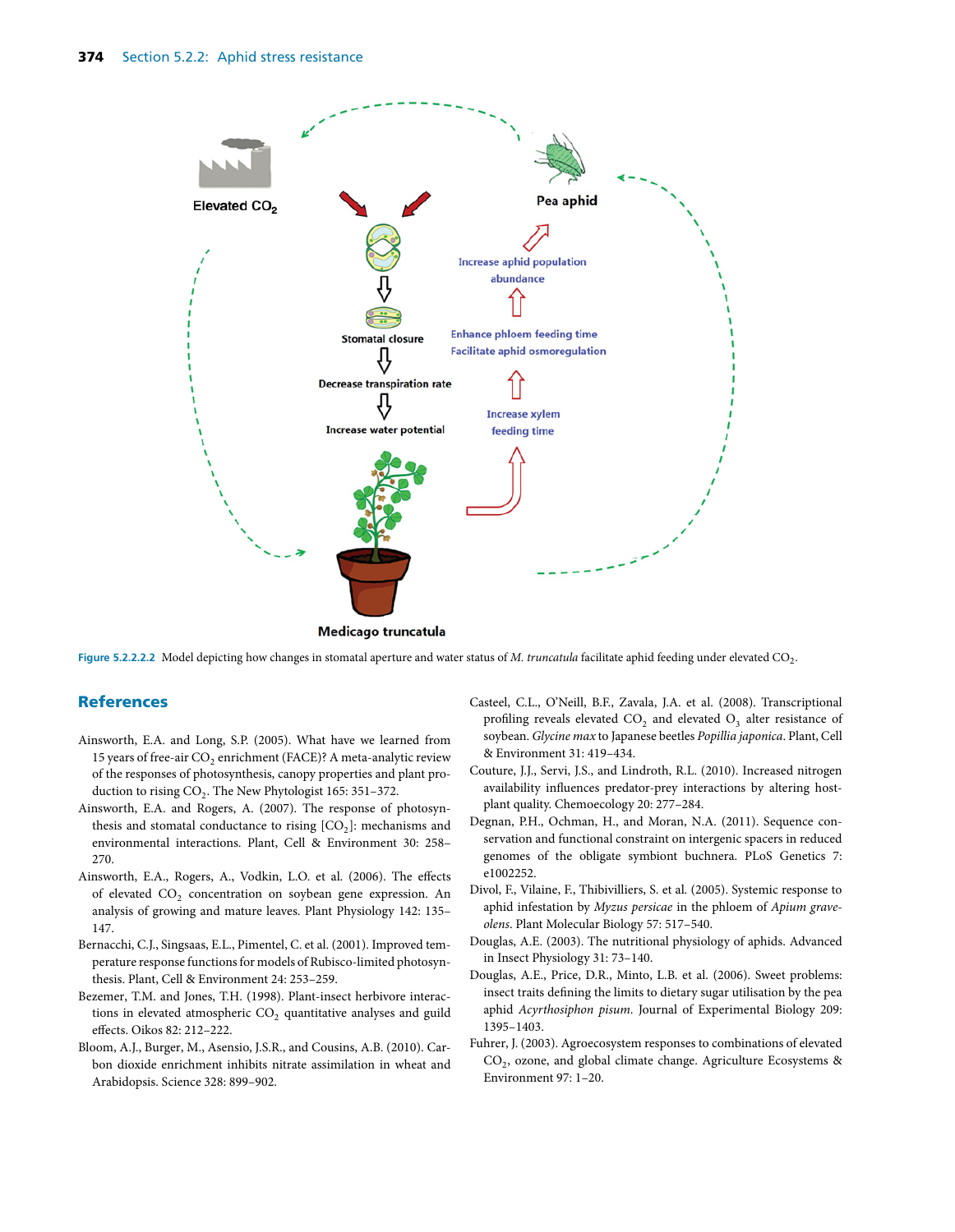Figure 5.2.2.2.2 Model depicting how changes in stomatal aperture and water status of *M. truncatula* facilitate aphid feeding under elevated $CO_2$.

## References

Ainsworth, E.A. and Long, S.P. (2005). What have we learned from 15 years of free-air $CO_2$ enrichment (FACE)? A meta-analytic review of the responses of photosynthesis, canopy properties and plant production to rising $CO_2$. The New Phytologist 165: 351–372.

Ainsworth, E.A. and Rogers, A. (2007). The response of photosynthesis and stomatal conductance to rising [$CO_2$]: mechanisms and environmental interactions. Plant, Cell & Environment 30: 258–270.

Ainsworth, E.A., Rogers, A., Vodkin, L.O. et al. (2006). The effects of elevated $CO_2$ concentration on soybean gene expression. An analysis of growing and mature leaves. Plant Physiology 142: 135–147.

Bernacchi, C.J., Singsaas, E.L., Pimentel, C. et al. (2001). Improved temperature response functions for models of Rubisco-limited photosynthesis. Plant, Cell & Environment 24: 253–259.

Bezemer, T.M. and Jones, T.H. (1998). Plant-insect herbivore interactions in elevated atmospheric $CO_2$ quantitative analyses and guild effects. Oikos 82: 212–222.

Bloom, A.J., Burger, M., Asensio, J.S.R., and Cousins, A.B. (2010). Carbon dioxide enrichment inhibits nitrate assimilation in wheat and Arabidopsis. Science 328: 899–902.

Casteel, C.L., O'Neill, B.F., Zavala, J.A. et al. (2008). Transcriptional profiling reveals elevated $CO_2$ and elevated $O_3$ alter resistance of soybean. *Glycine max* to Japanese beetles *Popillia japonica*. Plant, Cell & Environment 31: 419–434.

Couture, J.J., Servi, J.S., and Lindroth, R.L. (2010). Increased nitrogen availability influences predator-prey interactions by altering host-plant quality. Chemoecology 20: 277–284.

Degnan, P.H., Ochman, H., and Moran, N.A. (2011). Sequence conservation and functional constraint on intergenic spacers in reduced genomes of the obligate symbiont buchnera. PLoS Genetics 7: e1002252.

Divol, F., Vilaine, F., Thibivilliers, S. et al. (2005). Systemic response to aphid infestation by *Myzus persicae* in the phloem of *Apium graveolens*. Plant Molecular Biology 57: 517–540.

Douglas, A.E. (2003). The nutritional physiology of aphids. Advanced in Insect Physiology 31: 73–140.

Douglas, A.E., Price, D.R., Minto, L.B. et al. (2006). Sweet problems: insect traits defining the limits to dietary sugar utilisation by the pea aphid *Acyrthosiphon pisum*. Journal of Experimental Biology 209: 1395–1403.

Fuhrer, J. (2003). Agroecosystem responses to combinations of elevated $CO_2$, ozone, and global climate change. Agriculture Ecosystems & Environment 97: 1–20.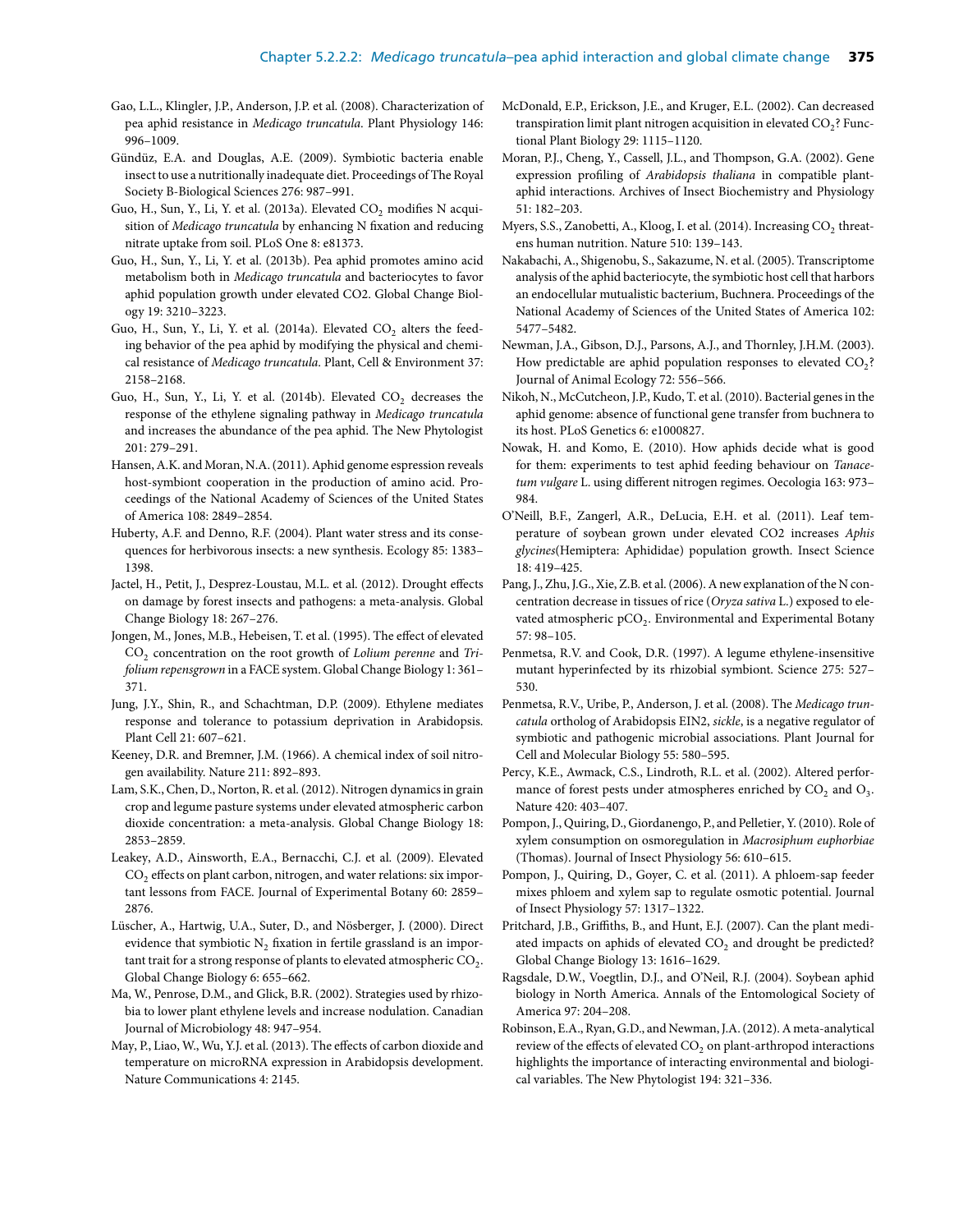Gao, L.L., Klingler, J.P., Anderson, J.P. et al. (2008). Characterization of pea aphid resistance in *Medicago truncatula*. Plant Physiology 146: 996–1009.

Gündüz, E.A. and Douglas, A.E. (2009). Symbiotic bacteria enable insect to use a nutritionally inadequate diet. Proceedings of The Royal Society B-Biological Sciences 276: 987–991.

Guo, H., Sun, Y., Li, Y. et al. (2013a). Elevated $CO_2$ modifies N acquisition of *Medicago truncatula* by enhancing N fixation and reducing nitrate uptake from soil. PLoS One 8: e81373.

Guo, H., Sun, Y., Li, Y. et al. (2013b). Pea aphid promotes amino acid metabolism both in *Medicago truncatula* and bacteriocytes to favor aphid population growth under elevated CO2. Global Change Biology 19: 3210–3223.

Guo, H., Sun, Y., Li, Y. et al. (2014a). Elevated $CO_2$ alters the feeding behavior of the pea aphid by modifying the physical and chemical resistance of *Medicago truncatula*. Plant, Cell & Environment 37: 2158–2168.

Guo, H., Sun, Y., Li, Y. et al. (2014b). Elevated $CO_2$ decreases the response of the ethylene signaling pathway in *Medicago truncatula* and increases the abundance of the pea aphid. The New Phytologist 201: 279–291.

Hansen, A.K. and Moran, N.A. (2011). Aphid genome espression reveals host-symbiont cooperation in the production of amino acid. Proceedings of the National Academy of Sciences of the United States of America 108: 2849–2854.

Huberty, A.F. and Denno, R.F. (2004). Plant water stress and its consequences for herbivorous insects: a new synthesis. Ecology 85: 1383–1398.

Jactel, H., Petit, J., Desprez-Loustau, M.L. et al. (2012). Drought effects on damage by forest insects and pathogens: a meta-analysis. Global Change Biology 18: 267–276.

Jongen, M., Jones, M.B., Hebeisen, T. et al. (1995). The effect of elevated $CO_2$ concentration on the root growth of *Lolium perenne* and *Trifolium repensgrown* in a FACE system. Global Change Biology 1: 361–371.

Jung, J.Y., Shin, R., and Schachtman, D.P. (2009). Ethylene mediates response and tolerance to potassium deprivation in Arabidopsis. Plant Cell 21: 607–621.

Keeney, D.R. and Bremner, J.M. (1966). A chemical index of soil nitrogen availability. Nature 211: 892–893.

Lam, S.K., Chen, D., Norton, R. et al. (2012). Nitrogen dynamics in grain crop and legume pasture systems under elevated atmospheric carbon dioxide concentration: a meta-analysis. Global Change Biology 18: 2853–2859.

Leakey, A.D., Ainsworth, E.A., Bernacchi, C.J. et al. (2009). Elevated $CO_2$ effects on plant carbon, nitrogen, and water relations: six important lessons from FACE. Journal of Experimental Botany 60: 2859–2876.

Lüscher, A., Hartwig, U.A., Suter, D., and Nösberger, J. (2000). Direct evidence that symbiotic $N_2$ fixation in fertile grassland is an important trait for a strong response of plants to elevated atmospheric $CO_2$. Global Change Biology 6: 655–662.

Ma, W., Penrose, D.M., and Glick, B.R. (2002). Strategies used by rhizobia to lower plant ethylene levels and increase nodulation. Canadian Journal of Microbiology 48: 947–954.

May, P., Liao, W., Wu, Y.J. et al. (2013). The effects of carbon dioxide and temperature on microRNA expression in Arabidopsis development. Nature Communications 4: 2145.

McDonald, E.P., Erickson, J.E., and Kruger, E.L. (2002). Can decreased transpiration limit plant nitrogen acquisition in elevated $CO_2$? Functional Plant Biology 29: 1115–1120.

Moran, P.J., Cheng, Y., Cassell, J.L., and Thompson, G.A. (2002). Gene expression profiling of *Arabidopsis thaliana* in compatible plant-aphid interactions. Archives of Insect Biochemistry and Physiology 51: 182–203.

Myers, S.S., Zanobetti, A., Kloog, I. et al. (2014). Increasing $CO_2$ threatens human nutrition. Nature 510: 139–143.

Nakabachi, A., Shigenobu, S., Sakazume, N. et al. (2005). Transcriptome analysis of the aphid bacteriocyte, the symbiotic host cell that harbors an endocellular mutualistic bacterium, Buchnera. Proceedings of the National Academy of Sciences of the United States of America 102: 5477–5482.

Newman, J.A., Gibson, D.J., Parsons, A.J., and Thornley, J.H.M. (2003). How predictable are aphid population responses to elevated $CO_2$? Journal of Animal Ecology 72: 556–566.

Nikoh, N., McCutcheon, J.P., Kudo, T. et al. (2010). Bacterial genes in the aphid genome: absence of functional gene transfer from buchnera to its host. PLoS Genetics 6: e1000827.

Nowak, H. and Komo, E. (2010). How aphids decide what is good for them: experiments to test aphid feeding behaviour on *Tanacetum vulgare* L. using different nitrogen regimes. Oecologia 163: 973–984.

O'Neill, B.F., Zangerl, A.R., DeLucia, E.H. et al. (2011). Leaf temperature of soybean grown under elevated CO2 increases *Aphis glycines*(Hemiptera: Aphididae) population growth. Insect Science 18: 419–425.

Pang, J., Zhu, J.G., Xie, Z.B. et al. (2006). A new explanation of the N concentration decrease in tissues of rice (*Oryza sativa* L.) exposed to elevated atmospheric $pCO_2$. Environmental and Experimental Botany 57: 98–105.

Penmetsa, R.V. and Cook, D.R. (1997). A legume ethylene-insensitive mutant hyperinfected by its rhizobial symbiont. Science 275: 527–530.

Penmetsa, R.V., Uribe, P., Anderson, J. et al. (2008). The *Medicago truncatula* ortholog of Arabidopsis EIN2, *sickle*, is a negative regulator of symbiotic and pathogenic microbial associations. Plant Journal for Cell and Molecular Biology 55: 580–595.

Percy, K.E., Awmack, C.S., Lindroth, R.L. et al. (2002). Altered performance of forest pests under atmospheres enriched by $CO_2$ and $O_3$. Nature 420: 403–407.

Pompon, J., Quiring, D., Giordanengo, P., and Pelletier, Y. (2010). Role of xylem consumption on osmoregulation in *Macrosiphum euphorbiae* (Thomas). Journal of Insect Physiology 56: 610–615.

Pompon, J., Quiring, D., Goyer, C. et al. (2011). A phloem-sap feeder mixes phloem and xylem sap to regulate osmotic potential. Journal of Insect Physiology 57: 1317–1322.

Pritchard, J.B., Griffiths, B., and Hunt, E.J. (2007). Can the plant mediated impacts on aphids of elevated $CO_2$ and drought be predicted? Global Change Biology 13: 1616–1629.

Ragsdale, D.W., Voegtlin, D.J., and O'Neil, R.J. (2004). Soybean aphid biology in North America. Annals of the Entomological Society of America 97: 204–208.

Robinson, E.A., Ryan, G.D., and Newman, J.A. (2012). A meta-analytical review of the effects of elevated $CO_2$ on plant-arthropod interactions highlights the importance of interacting environmental and biological variables. The New Phytologist 194: 321–336.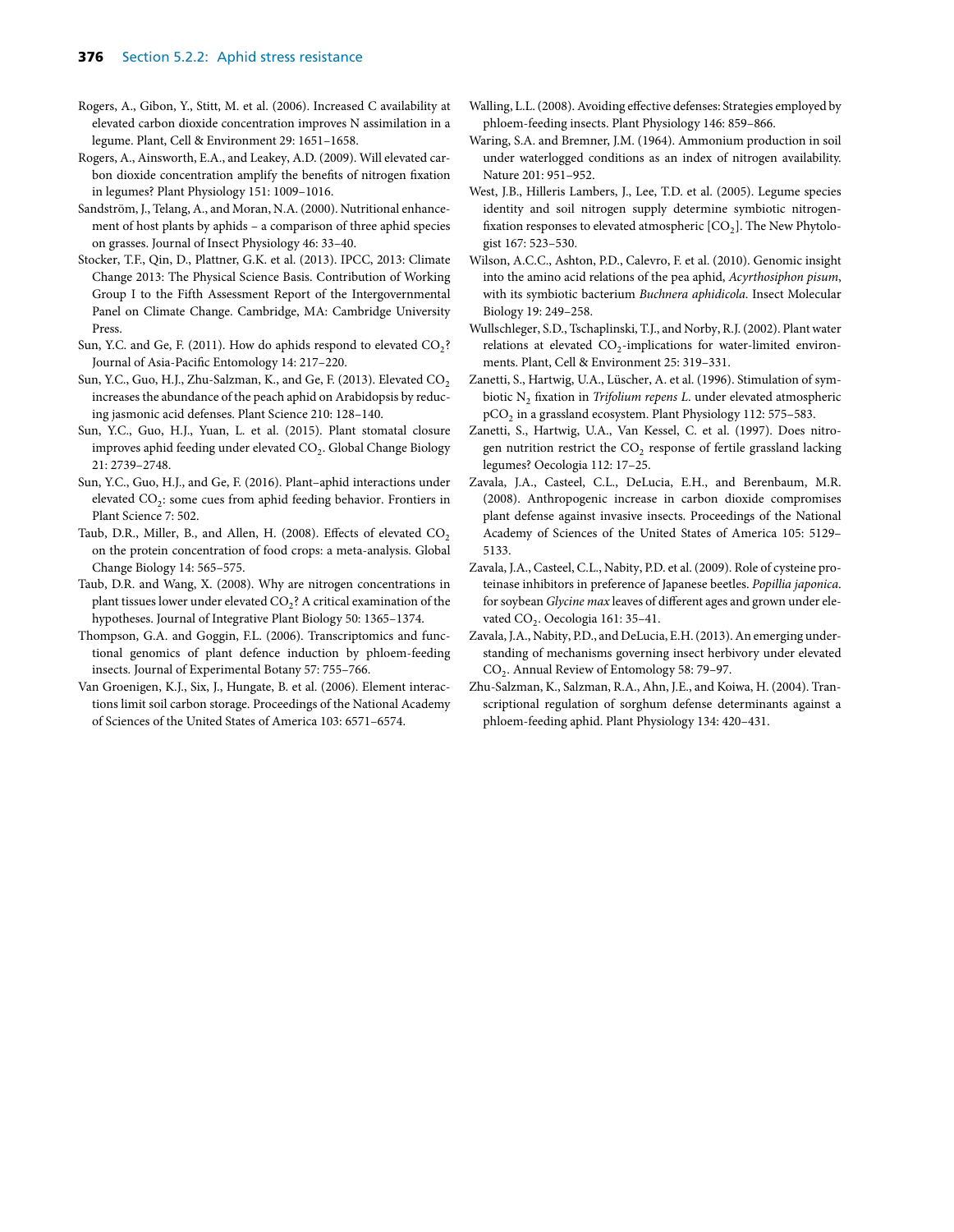Rogers, A., Gibon, Y., Stitt, M. et al. (2006). Increased C availability at elevated carbon dioxide concentration improves N assimilation in a legume. Plant, Cell & Environment 29: 1651–1658.

Rogers, A., Ainsworth, E.A., and Leakey, A.D. (2009). Will elevated carbon dioxide concentration amplify the benefits of nitrogen fixation in legumes? Plant Physiology 151: 1009–1016.

Sandström, J., Telang, A., and Moran, N.A. (2000). Nutritional enhancement of host plants by aphids – a comparison of three aphid species on grasses. Journal of Insect Physiology 46: 33–40.

Stocker, T.F., Qin, D., Plattner, G.K. et al. (2013). IPCC, 2013: Climate Change 2013: The Physical Science Basis. Contribution of Working Group I to the Fifth Assessment Report of the Intergovernmental Panel on Climate Change. Cambridge, MA: Cambridge University Press.

Sun, Y.C. and Ge, F. (2011). How do aphids respond to elevated $CO_2$? Journal of Asia-Pacific Entomology 14: 217–220.

Sun, Y.C., Guo, H.J., Zhu-Salzman, K., and Ge, F. (2013). Elevated $CO_2$ increases the abundance of the peach aphid on Arabidopsis by reducing jasmonic acid defenses. Plant Science 210: 128–140.

Sun, Y.C., Guo, H.J., Yuan, L. et al. (2015). Plant stomatal closure improves aphid feeding under elevated $CO_2$. Global Change Biology 21: 2739–2748.

Sun, Y.C., Guo, H.J., and Ge, F. (2016). Plant–aphid interactions under elevated $CO_2$: some cues from aphid feeding behavior. Frontiers in Plant Science 7: 502.

Taub, D.R., Miller, B., and Allen, H. (2008). Effects of elevated $CO_2$ on the protein concentration of food crops: a meta-analysis. Global Change Biology 14: 565–575.

Taub, D.R. and Wang, X. (2008). Why are nitrogen concentrations in plant tissues lower under elevated $CO_2$? A critical examination of the hypotheses. Journal of Integrative Plant Biology 50: 1365–1374.

Thompson, G.A. and Goggin, F.L. (2006). Transcriptomics and functional genomics of plant defence induction by phloem-feeding insects. Journal of Experimental Botany 57: 755–766.

Van Groenigen, K.J., Six, J., Hungate, B. et al. (2006). Element interactions limit soil carbon storage. Proceedings of the National Academy of Sciences of the United States of America 103: 6571–6574.

Walling, L.L. (2008). Avoiding effective defenses: Strategies employed by phloem-feeding insects. Plant Physiology 146: 859–866.

Waring, S.A. and Bremner, J.M. (1964). Ammonium production in soil under waterlogged conditions as an index of nitrogen availability. Nature 201: 951–952.

West, J.B., Hilleris Lambers, J., Lee, T.D. et al. (2005). Legume species identity and soil nitrogen supply determine symbiotic nitrogen-fixation responses to elevated atmospheric [$CO_2$]. The New Phytologist 167: 523–530.

Wilson, A.C.C., Ashton, P.D., Calevro, F. et al. (2010). Genomic insight into the amino acid relations of the pea aphid, *Acyrthosiphon pisum*, with its symbiotic bacterium *Buchnera aphidicola*. Insect Molecular Biology 19: 249–258.

Wullschleger, S.D., Tschaplinski, T.J., and Norby, R.J. (2002). Plant water relations at elevated $CO_2$-implications for water-limited environments. Plant, Cell & Environment 25: 319–331.

Zanetti, S., Hartwig, U.A., Lüscher, A. et al. (1996). Stimulation of symbiotic $N_2$ fixation in *Trifolium repens L*. under elevated atmospheric $pCO_2$ in a grassland ecosystem. Plant Physiology 112: 575–583.

Zanetti, S., Hartwig, U.A., Van Kessel, C. et al. (1997). Does nitrogen nutrition restrict the $CO_2$ response of fertile grassland lacking legumes? Oecologia 112: 17–25.

Zavala, J.A., Casteel, C.L., DeLucia, E.H., and Berenbaum, M.R. (2008). Anthropogenic increase in carbon dioxide compromises plant defense against invasive insects. Proceedings of the National Academy of Sciences of the United States of America 105: 5129–5133.

Zavala, J.A., Casteel, C.L., Nabity, P.D. et al. (2009). Role of cysteine proteinase inhibitors in preference of Japanese beetles. *Popillia japonica*. for soybean *Glycine max* leaves of different ages and grown under elevated $CO_2$. Oecologia 161: 35–41.

Zavala, J.A., Nabity, P.D., and DeLucia, E.H. (2013). An emerging understanding of mechanisms governing insect herbivory under elevated $CO_2$. Annual Review of Entomology 58: 79–97.

Zhu-Salzman, K., Salzman, R.A., Ahn, J.E., and Koiwa, H. (2004). Transcriptional regulation of sorghum defense determinants against a phloem-feeding aphid. Plant Physiology 134: 420–431.